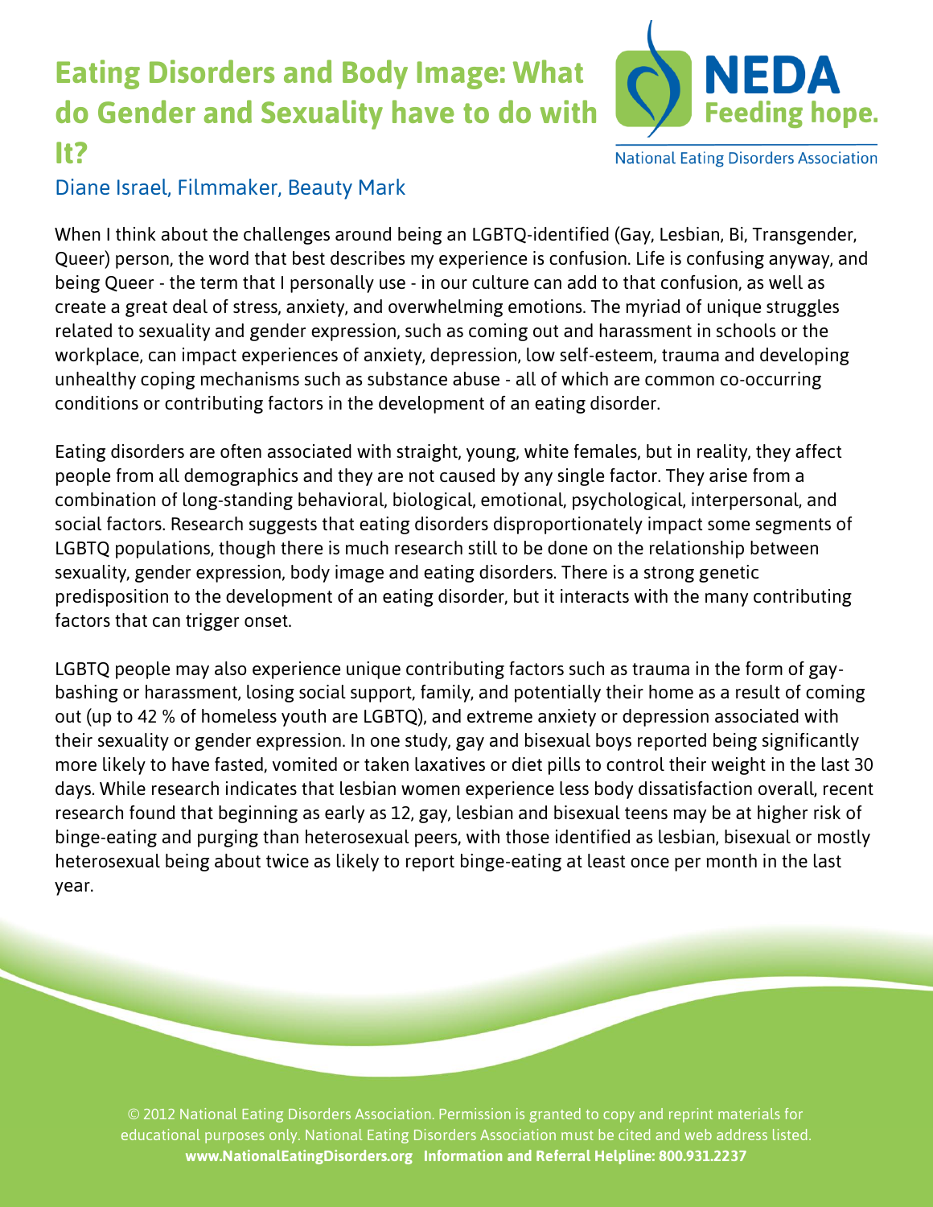# Eating Disorders and Body Image: What do Gender and Sexuality have to do with It?

NEDA
Feeding hope.
National Eating Disorders Association

Diane Israel, Filmmaker, Beauty Mark

When I think about the challenges around being an LGBTQ-identified (Gay, Lesbian, Bi, Transgender, Queer) person, the word that best describes my experience is confusion. Life is confusing anyway, and being Queer - the term that I personally use - in our culture can add to that confusion, as well as create a great deal of stress, anxiety, and overwhelming emotions. The myriad of unique struggles related to sexuality and gender expression, such as coming out and harassment in schools or the workplace, can impact experiences of anxiety, depression, low self-esteem, trauma and developing unhealthy coping mechanisms such as substance abuse - all of which are common co-occurring conditions or contributing factors in the development of an eating disorder.

Eating disorders are often associated with straight, young, white females, but in reality, they affect people from all demographics and they are not caused by any single factor. They arise from a combination of long-standing behavioral, biological, emotional, psychological, interpersonal, and social factors. Research suggests that eating disorders disproportionately impact some segments of LGBTQ populations, though there is much research still to be done on the relationship between sexuality, gender expression, body image and eating disorders. There is a strong genetic predisposition to the development of an eating disorder, but it interacts with the many contributing factors that can trigger onset.

LGBTQ people may also experience unique contributing factors such as trauma in the form of gay-bashing or harassment, losing social support, family, and potentially their home as a result of coming out (up to 42 % of homeless youth are LGBTQ), and extreme anxiety or depression associated with their sexuality or gender expression. In one study, gay and bisexual boys reported being significantly more likely to have fasted, vomited or taken laxatives or diet pills to control their weight in the last 30 days. While research indicates that lesbian women experience less body dissatisfaction overall, recent research found that beginning as early as 12, gay, lesbian and bisexual teens may be at higher risk of binge-eating and purging than heterosexual peers, with those identified as lesbian, bisexual or mostly heterosexual being about twice as likely to report binge-eating at least once per month in the last year.

© 2012 National Eating Disorders Association. Permission is granted to copy and reprint materials for educational purposes only. National Eating Disorders Association must be cited and web address listed.
**www.NationalEatingDisorders.org Information and Referral Helpline: 800.931.2237**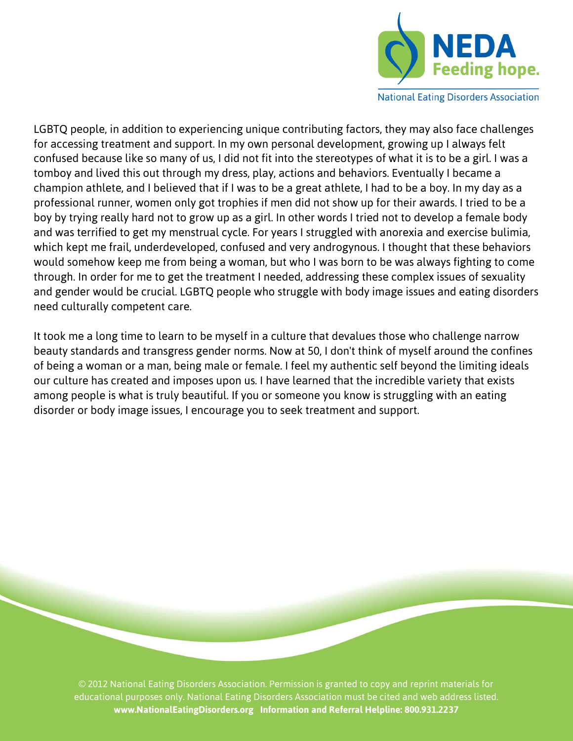LGBTQ people, in addition to experiencing unique contributing factors, they may also face challenges for accessing treatment and support. In my own personal development, growing up I always felt confused because like so many of us, I did not fit into the stereotypes of what it is to be a girl. I was a tomboy and lived this out through my dress, play, actions and behaviors. Eventually I became a champion athlete, and I believed that if I was to be a great athlete, I had to be a boy. In my day as a professional runner, women only got trophies if men did not show up for their awards. I tried to be a boy by trying really hard not to grow up as a girl. In other words I tried not to develop a female body and was terrified to get my menstrual cycle. For years I struggled with anorexia and exercise bulimia, which kept me frail, underdeveloped, confused and very androgynous. I thought that these behaviors would somehow keep me from being a woman, but who I was born to be was always fighting to come through. In order for me to get the treatment I needed, addressing these complex issues of sexuality and gender would be crucial. LGBTQ people who struggle with body image issues and eating disorders need culturally competent care.

It took me a long time to learn to be myself in a culture that devalues those who challenge narrow beauty standards and transgress gender norms. Now at 50, I don't think of myself around the confines of being a woman or a man, being male or female. I feel my authentic self beyond the limiting ideals our culture has created and imposes upon us. I have learned that the incredible variety that exists among people is what is truly beautiful. If you or someone you know is struggling with an eating disorder or body image issues, I encourage you to seek treatment and support.

© 2012 National Eating Disorders Association. Permission is granted to copy and reprint materials for educational purposes only. National Eating Disorders Association must be cited and web address listed.
**www.NationalEatingDisorders.org   Information and Referral Helpline: 800.931.2237**